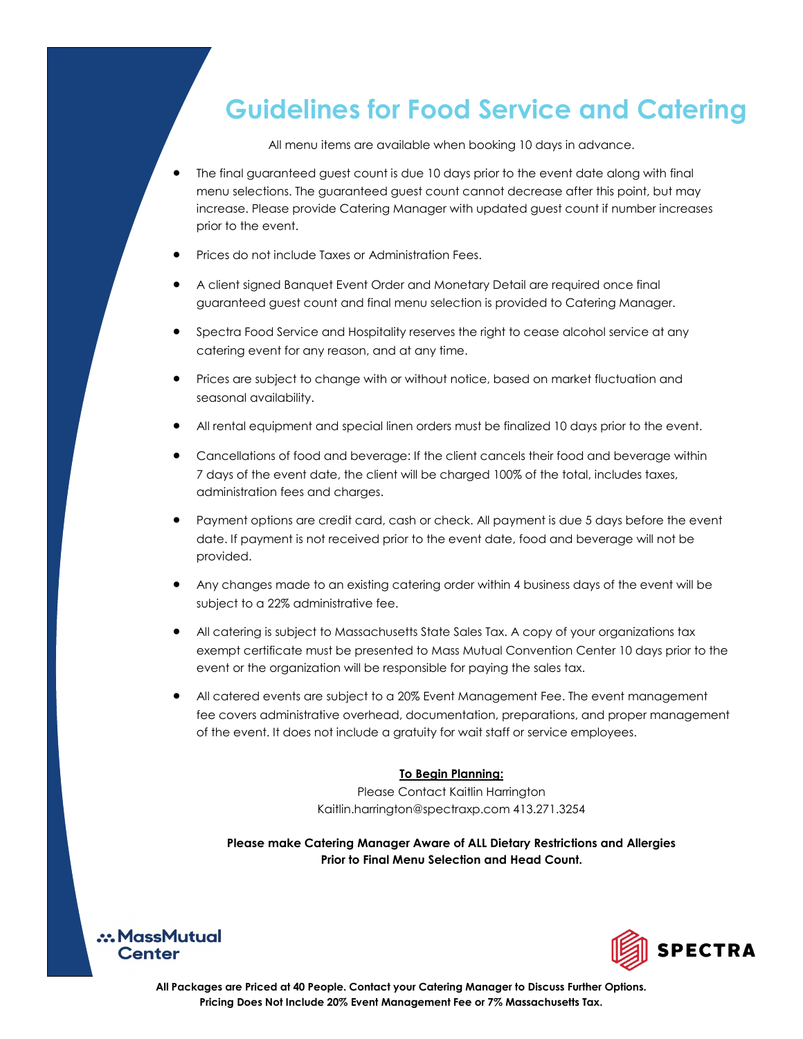# Guidelines for Food Service and Catering

All menu items are available when booking 10 days in advance.

- The final guaranteed guest count is due 10 days prior to the event date along with final menu selections. The guaranteed guest count cannot decrease after this point, but may increase. Please provide Catering Manager with updated guest count if number increases prior to the event.
- Prices do not include Taxes or Administration Fees.
- A client signed Banquet Event Order and Monetary Detail are required once final guaranteed guest count and final menu selection is provided to Catering Manager.
- Spectra Food Service and Hospitality reserves the right to cease alcohol service at any catering event for any reason, and at any time.
- Prices are subject to change with or without notice, based on market fluctuation and seasonal availability.
- All rental equipment and special linen orders must be finalized 10 days prior to the event.
- Cancellations of food and beverage: If the client cancels their food and beverage within 7 days of the event date, the client will be charged 100% of the total, includes taxes, administration fees and charges.
- Payment options are credit card, cash or check. All payment is due 5 days before the event date. If payment is not received prior to the event date, food and beverage will not be provided.
- Any changes made to an existing catering order within 4 business days of the event will be subject to a 22% administrative fee.
- All catering is subject to Massachusetts State Sales Tax. A copy of your organizations tax exempt certificate must be presented to Mass Mutual Convention Center 10 days prior to the event or the organization will be responsible for paying the sales tax.
- All catered events are subject to a 20% Event Management Fee. The event management fee covers administrative overhead, documentation, preparations, and proper management of the event. It does not include a gratuity for wait staff or service employees.

**To Begin Planning:**

Please Contact Kaitlin Harrington
Kaitlin.harrington@spectraxp.com 413.271.3254

**Please make Catering Manager Aware of ALL Dietary Restrictions and Allergies Prior to Final Menu Selection and Head Count.**

MassMutual Center

SPECTRA

**All Packages are Priced at 40 People. Contact your Catering Manager to Discuss Further Options.**
**Pricing Does Not Include 20% Event Management Fee or 7% Massachusetts Tax.**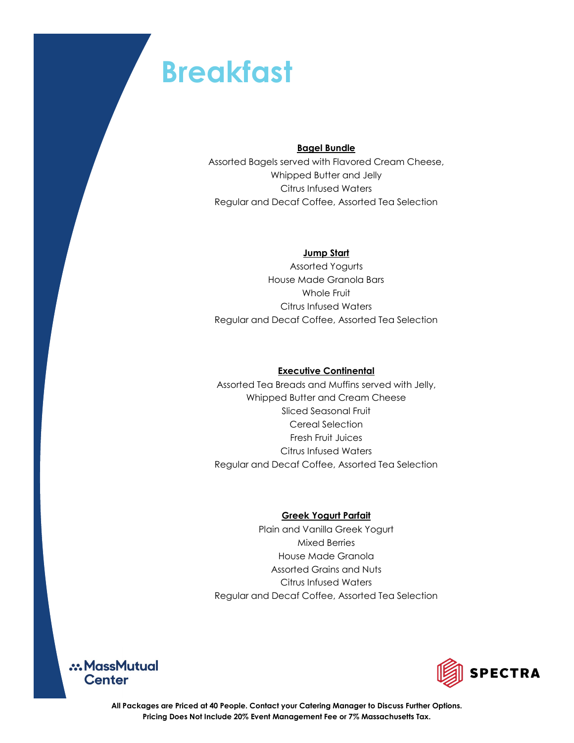# Breakfast

**Bagel Bundle**

Assorted Bagels served with Flavored Cream Cheese,
Whipped Butter and Jelly
Citrus Infused Waters
Regular and Decaf Coffee, Assorted Tea Selection

**Jump Start**

Assorted Yogurts
House Made Granola Bars
Whole Fruit
Citrus Infused Waters
Regular and Decaf Coffee, Assorted Tea Selection

**Executive Continental**

Assorted Tea Breads and Muffins served with Jelly,
Whipped Butter and Cream Cheese
Sliced Seasonal Fruit
Cereal Selection
Fresh Fruit Juices
Citrus Infused Waters
Regular and Decaf Coffee, Assorted Tea Selection

**Greek Yogurt Parfait**

Plain and Vanilla Greek Yogurt
Mixed Berries
House Made Granola
Assorted Grains and Nuts
Citrus Infused Waters
Regular and Decaf Coffee, Assorted Tea Selection

MassMutual Center

SPECTRA

**All Packages are Priced at 40 People. Contact your Catering Manager to Discuss Further Options.**
**Pricing Does Not Include 20% Event Management Fee or 7% Massachusetts Tax.**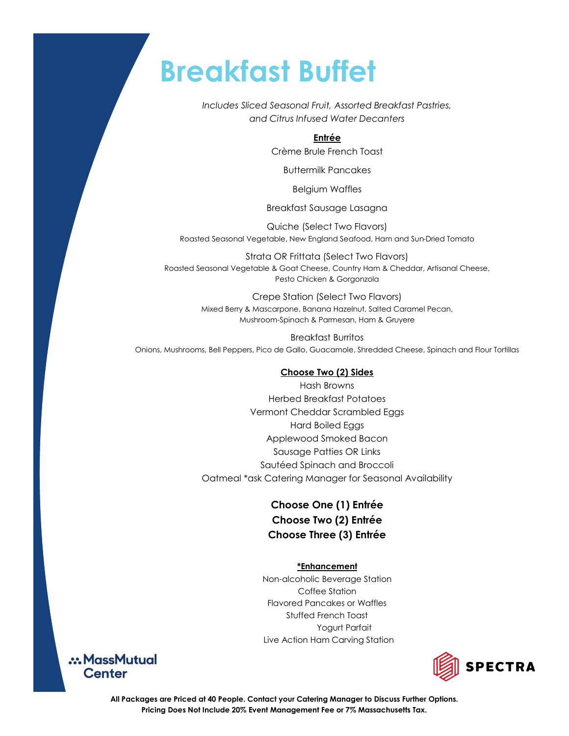# Breakfast Buffet

*Includes Sliced Seasonal Fruit, Assorted Breakfast Pastries, and Citrus Infused Water Decanters*

**Entrée**

Crème Brule French Toast

Buttermilk Pancakes

Belgium Waffles

Breakfast Sausage Lasagna

Quiche (Select Two Flavors)
Roasted Seasonal Vegetable, New England Seafood, Ham and Sun-Dried Tomato

Strata OR Frittata (Select Two Flavors)
Roasted Seasonal Vegetable & Goat Cheese, Country Ham & Cheddar, Artisanal Cheese, Pesto Chicken & Gorgonzola

Crepe Station (Select Two Flavors)
Mixed Berry & Mascarpone, Banana Hazelnut, Salted Caramel Pecan, Mushroom-Spinach & Parmesan, Ham & Gruyere

Breakfast Burritos
Onions, Mushrooms, Bell Peppers, Pico de Gallo, Guacamole, Shredded Cheese, Spinach and Flour Tortillas

**Choose Two (2) Sides**

Hash Browns
Herbed Breakfast Potatoes
Vermont Cheddar Scrambled Eggs
Hard Boiled Eggs
Applewood Smoked Bacon
Sausage Patties OR Links
Sautéed Spinach and Broccoli
Oatmeal *ask Catering Manager for Seasonal Availability

**Choose One (1) Entrée**
**Choose Two (2) Entrée**
**Choose Three (3) Entrée**

**\*Enhancement**

Non-alcoholic Beverage Station
Coffee Station
Flavored Pancakes or Waffles
Stuffed French Toast
Yogurt Parfait
Live Action Ham Carving Station

MassMutual Center

SPECTRA

**All Packages are Priced at 40 People. Contact your Catering Manager to Discuss Further Options.**
**Pricing Does Not Include 20% Event Management Fee or 7% Massachusetts Tax.**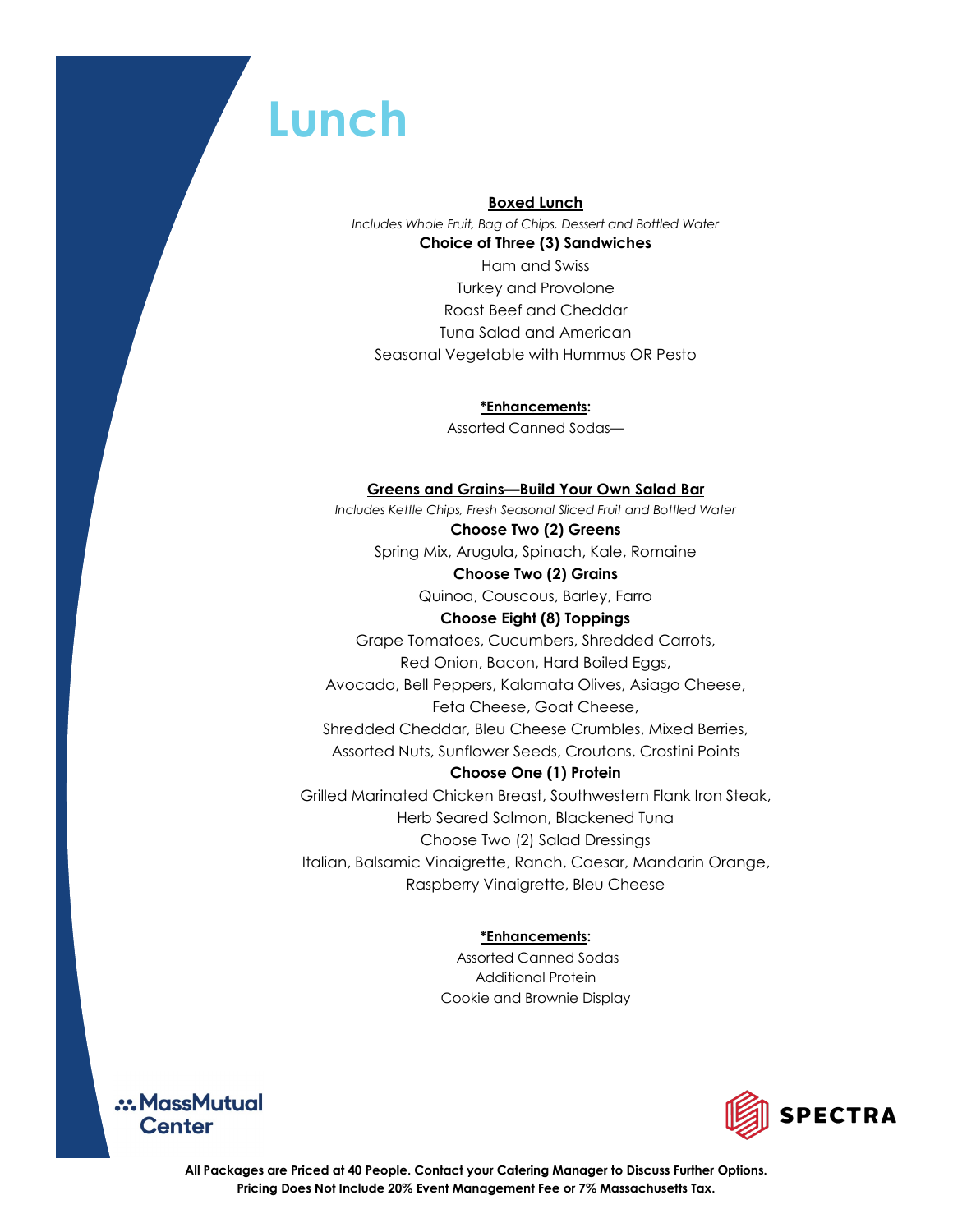# Lunch

**Boxed Lunch**

*Includes Whole Fruit, Bag of Chips, Dessert and Bottled Water*

**Choice of Three (3) Sandwiches**

Ham and Swiss

Turkey and Provolone

Roast Beef and Cheddar

Tuna Salad and American

Seasonal Vegetable with Hummus OR Pesto

***Enhancements**:

Assorted Canned Sodas—

**Greens and Grains—Build Your Own Salad Bar**

*Includes Kettle Chips, Fresh Seasonal Sliced Fruit and Bottled Water*

**Choose Two (2) Greens**

Spring Mix, Arugula, Spinach, Kale, Romaine

**Choose Two (2) Grains**

Quinoa, Couscous, Barley, Farro

**Choose Eight (8) Toppings**

Grape Tomatoes, Cucumbers, Shredded Carrots,
Red Onion, Bacon, Hard Boiled Eggs,
Avocado, Bell Peppers, Kalamata Olives, Asiago Cheese,
Feta Cheese, Goat Cheese,
Shredded Cheddar, Bleu Cheese Crumbles, Mixed Berries,
Assorted Nuts, Sunflower Seeds, Croutons, Crostini Points

**Choose One (1) Protein**

Grilled Marinated Chicken Breast, Southwestern Flank Iron Steak,
Herb Seared Salmon, Blackened Tuna

Choose Two (2) Salad Dressings

Italian, Balsamic Vinaigrette, Ranch, Caesar, Mandarin Orange,
Raspberry Vinaigrette, Bleu Cheese

***Enhancements**:

Assorted Canned Sodas

Additional Protein

Cookie and Brownie Display

MassMutual Center

SPECTRA

**All Packages are Priced at 40 People. Contact your Catering Manager to Discuss Further Options.**
**Pricing Does Not Include 20% Event Management Fee or 7% Massachusetts Tax.**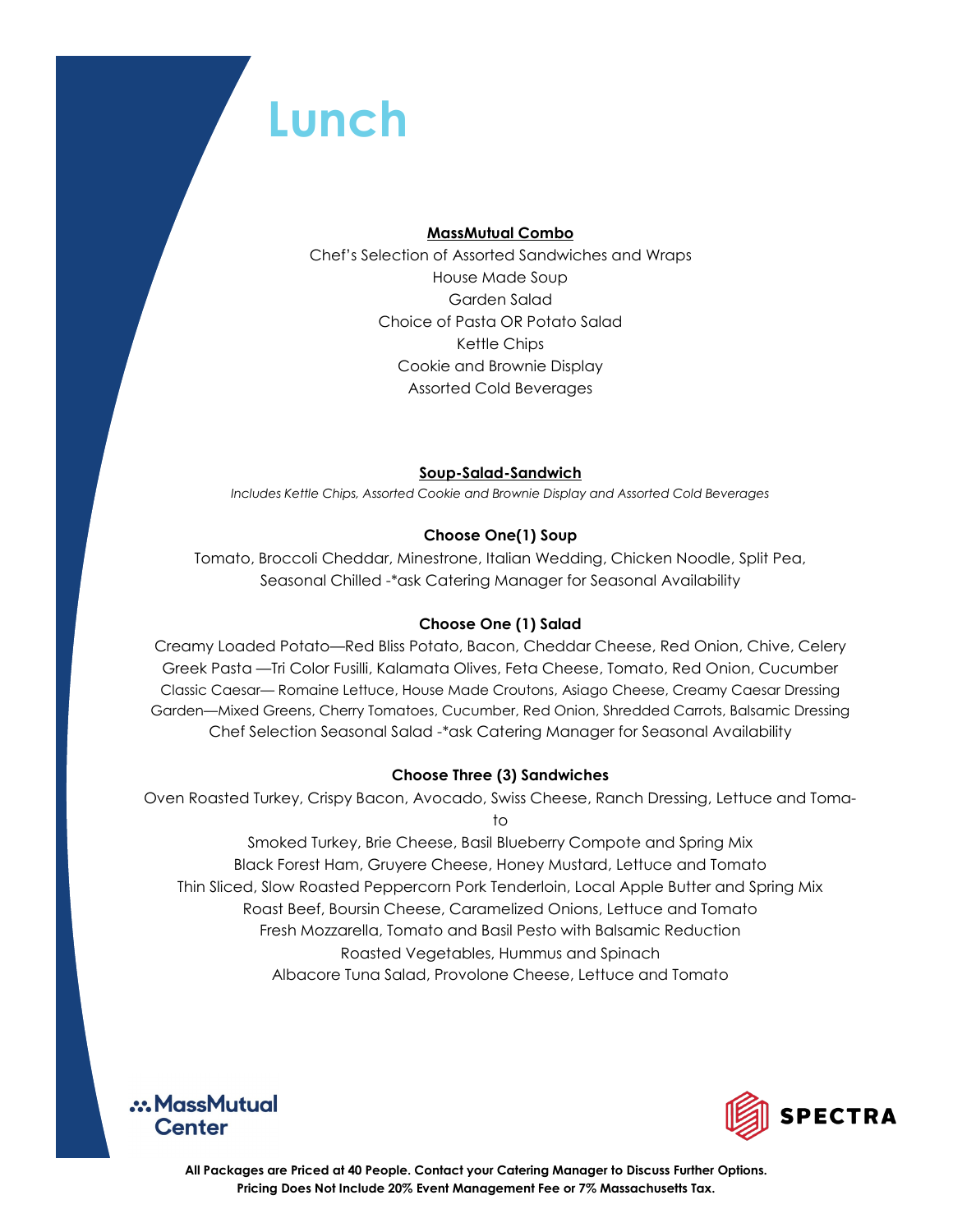# Lunch

**MassMutual Combo**

Chef's Selection of Assorted Sandwiches and Wraps
House Made Soup
Garden Salad
Choice of Pasta OR Potato Salad
Kettle Chips
Cookie and Brownie Display
Assorted Cold Beverages

**Soup-Salad-Sandwich**

*Includes Kettle Chips, Assorted Cookie and Brownie Display and Assorted Cold Beverages*

**Choose One(1) Soup**

Tomato, Broccoli Cheddar, Minestrone, Italian Wedding, Chicken Noodle, Split Pea, Seasonal Chilled -*ask Catering Manager for Seasonal Availability

**Choose One (1) Salad**

Creamy Loaded Potato—Red Bliss Potato, Bacon, Cheddar Cheese, Red Onion, Chive, Celery
Greek Pasta —Tri Color Fusilli, Kalamata Olives, Feta Cheese, Tomato, Red Onion, Cucumber
Classic Caesar— Romaine Lettuce, House Made Croutons, Asiago Cheese, Creamy Caesar Dressing
Garden—Mixed Greens, Cherry Tomatoes, Cucumber, Red Onion, Shredded Carrots, Balsamic Dressing
Chef Selection Seasonal Salad -*ask Catering Manager for Seasonal Availability

**Choose Three (3) Sandwiches**

Oven Roasted Turkey, Crispy Bacon, Avocado, Swiss Cheese, Ranch Dressing, Lettuce and Tomato
Smoked Turkey, Brie Cheese, Basil Blueberry Compote and Spring Mix
Black Forest Ham, Gruyere Cheese, Honey Mustard, Lettuce and Tomato
Thin Sliced, Slow Roasted Peppercorn Pork Tenderloin, Local Apple Butter and Spring Mix
Roast Beef, Boursin Cheese, Caramelized Onions, Lettuce and Tomato
Fresh Mozzarella, Tomato and Basil Pesto with Balsamic Reduction
Roasted Vegetables, Hummus and Spinach
Albacore Tuna Salad, Provolone Cheese, Lettuce and Tomato

MassMutual Center

SPECTRA

**All Packages are Priced at 40 People. Contact your Catering Manager to Discuss Further Options.**
**Pricing Does Not Include 20% Event Management Fee or 7% Massachusetts Tax.**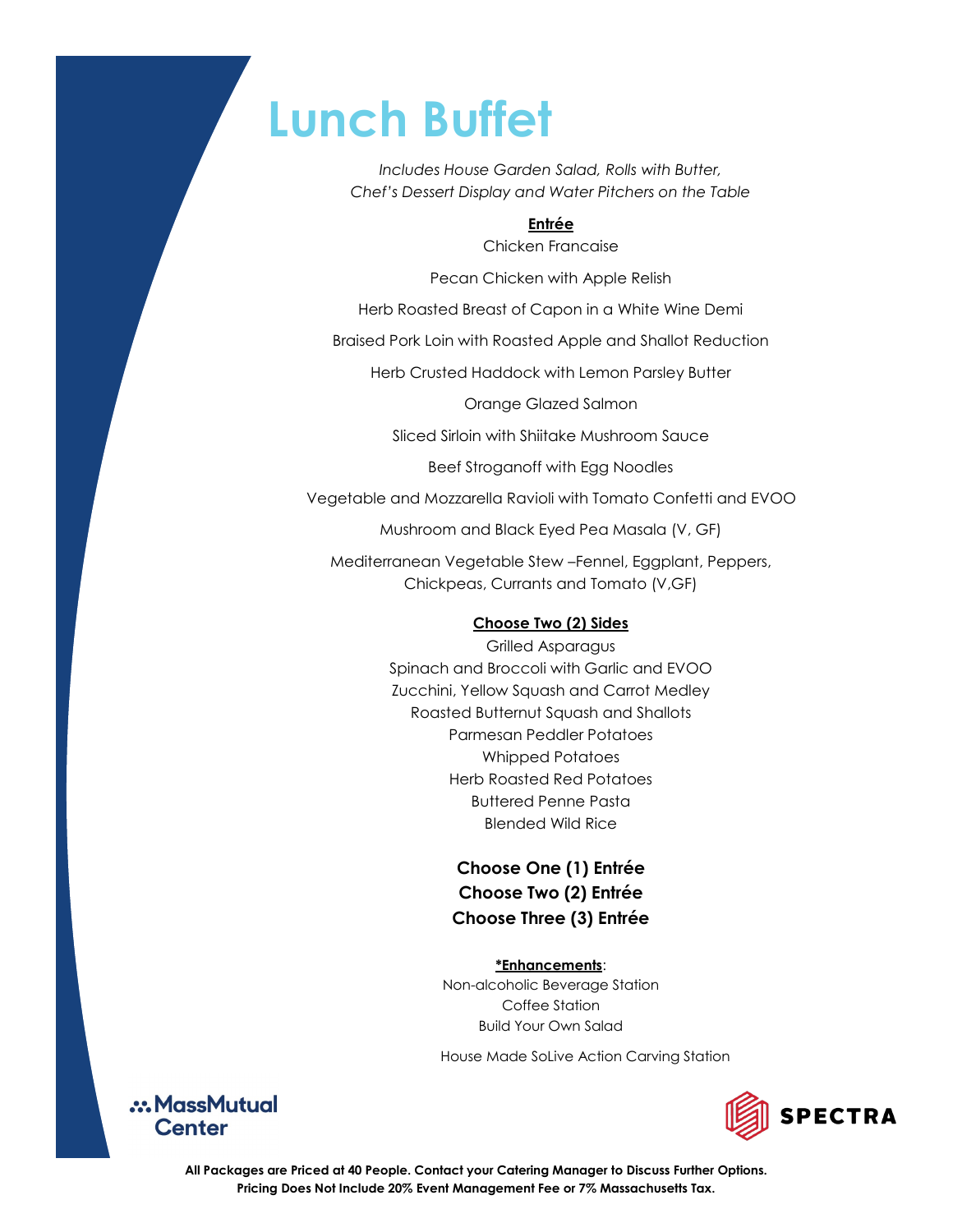# Lunch Buffet

*Includes House Garden Salad, Rolls with Butter, Chef's Dessert Display and Water Pitchers on the Table*

**Entrée**

Chicken Francaise

Pecan Chicken with Apple Relish

Herb Roasted Breast of Capon in a White Wine Demi

Braised Pork Loin with Roasted Apple and Shallot Reduction

Herb Crusted Haddock with Lemon Parsley Butter

Orange Glazed Salmon

Sliced Sirloin with Shiitake Mushroom Sauce

Beef Stroganoff with Egg Noodles

Vegetable and Mozzarella Ravioli with Tomato Confetti and EVOO

Mushroom and Black Eyed Pea Masala (V, GF)

Mediterranean Vegetable Stew –Fennel, Eggplant, Peppers, Chickpeas, Currants and Tomato (V,GF)

**Choose Two (2) Sides**

Grilled Asparagus
Spinach and Broccoli with Garlic and EVOO
Zucchini, Yellow Squash and Carrot Medley
Roasted Butternut Squash and Shallots
Parmesan Peddler Potatoes
Whipped Potatoes
Herb Roasted Red Potatoes
Buttered Penne Pasta
Blended Wild Rice

**Choose One (1) Entrée**
**Choose Two (2) Entrée**
**Choose Three (3) Entrée**

**\*Enhancements**:
Non-alcoholic Beverage Station
Coffee Station
Build Your Own Salad

House Made SoLive Action Carving Station

MassMutual Center

SPECTRA

**All Packages are Priced at 40 People. Contact your Catering Manager to Discuss Further Options.**
**Pricing Does Not Include 20% Event Management Fee or 7% Massachusetts Tax.**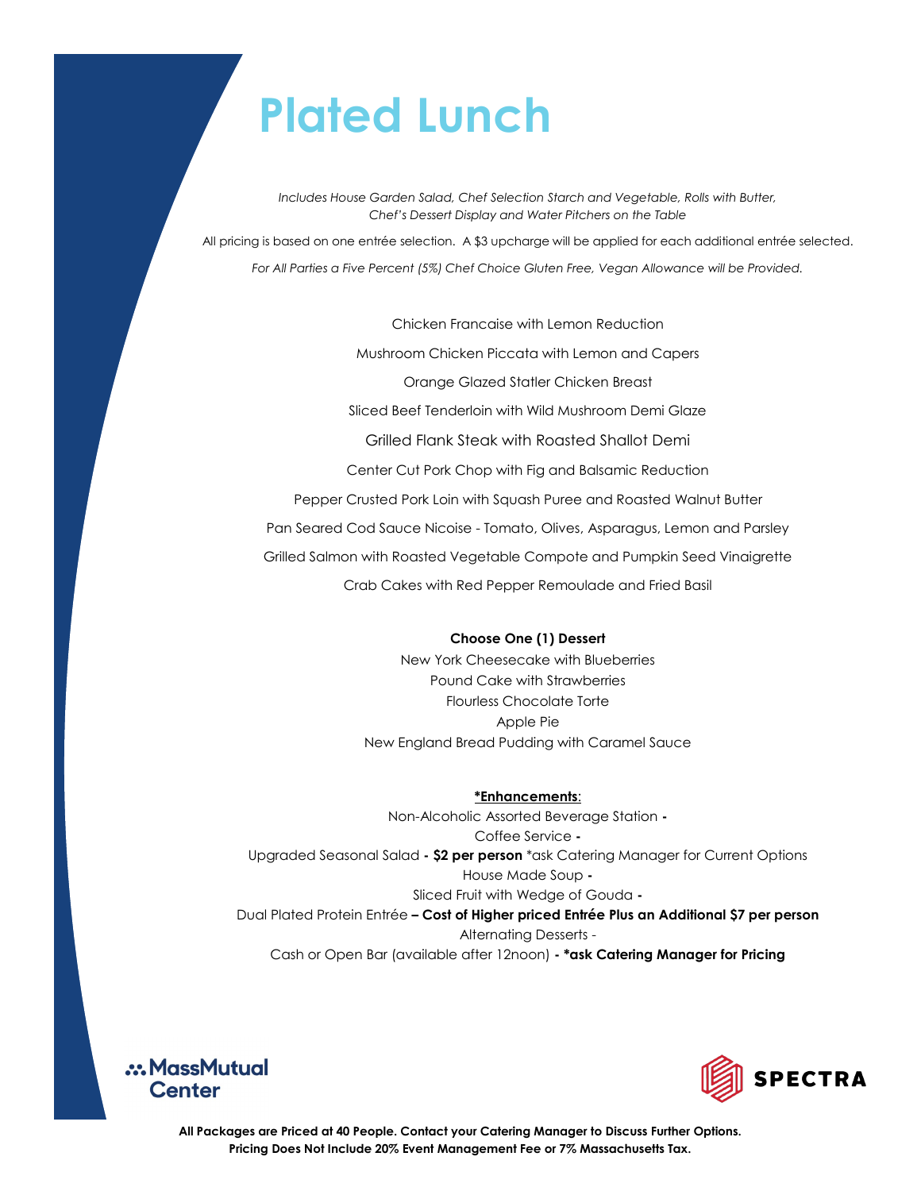# Plated Lunch

*Includes House Garden Salad, Chef Selection Starch and Vegetable, Rolls with Butter, Chef's Dessert Display and Water Pitchers on the Table*

All pricing is based on one entrée selection. A $3 upcharge will be applied for each additional entrée selected.

*For All Parties a Five Percent (5%) Chef Choice Gluten Free, Vegan Allowance will be Provided.*

Chicken Francaise with Lemon Reduction

Mushroom Chicken Piccata with Lemon and Capers

Orange Glazed Statler Chicken Breast

Sliced Beef Tenderloin with Wild Mushroom Demi Glaze

Grilled Flank Steak with Roasted Shallot Demi

Center Cut Pork Chop with Fig and Balsamic Reduction

Pepper Crusted Pork Loin with Squash Puree and Roasted Walnut Butter

Pan Seared Cod Sauce Nicoise - Tomato, Olives, Asparagus, Lemon and Parsley

Grilled Salmon with Roasted Vegetable Compote and Pumpkin Seed Vinaigrette

Crab Cakes with Red Pepper Remoulade and Fried Basil

**Choose One (1) Dessert**

New York Cheesecake with Blueberries
Pound Cake with Strawberries
Flourless Chocolate Torte
Apple Pie
New England Bread Pudding with Caramel Sauce

**<u>*Enhancements</u>**:

Non-Alcoholic Assorted Beverage Station **-**
Coffee Service **-**
Upgraded Seasonal Salad **- $2 per person** *ask Catering Manager for Current Options
House Made Soup **-**
Sliced Fruit with Wedge of Gouda **-**
Dual Plated Protein Entrée **– Cost of Higher priced Entrée Plus an Additional $7 per person**
Alternating Desserts -
Cash or Open Bar (available after 12noon) **- *ask Catering Manager for Pricing**

MassMutual Center

SPECTRA

**All Packages are Priced at 40 People. Contact your Catering Manager to Discuss Further Options.**
**Pricing Does Not Include 20% Event Management Fee or 7% Massachusetts Tax.**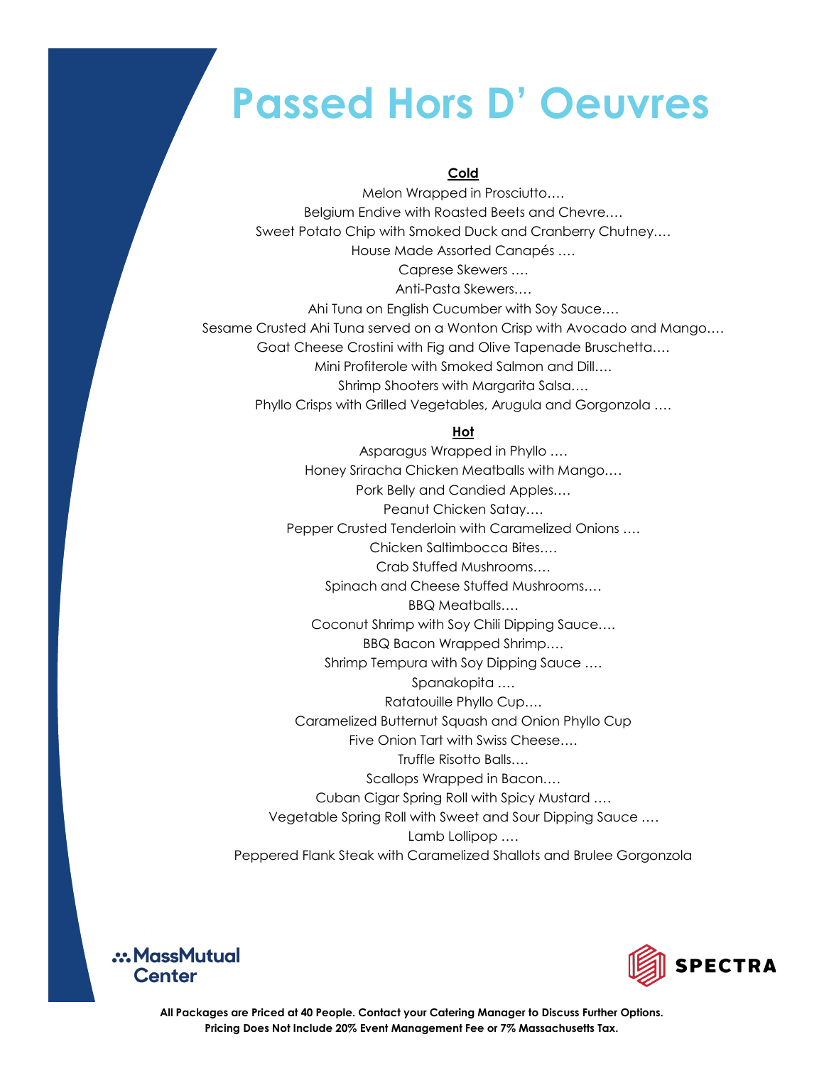# Passed Hors D' Oeuvres

**Cold**

Melon Wrapped in Prosciutto….
Belgium Endive with Roasted Beets and Chevre….
Sweet Potato Chip with Smoked Duck and Cranberry Chutney….
House Made Assorted Canapés ….
Caprese Skewers ….
Anti-Pasta Skewers….
Ahi Tuna on English Cucumber with Soy Sauce….
Sesame Crusted Ahi Tuna served on a Wonton Crisp with Avocado and Mango….
Goat Cheese Crostini with Fig and Olive Tapenade Bruschetta….
Mini Profiterole with Smoked Salmon and Dill….
Shrimp Shooters with Margarita Salsa….
Phyllo Crisps with Grilled Vegetables, Arugula and Gorgonzola ….

**Hot**

Asparagus Wrapped in Phyllo ….
Honey Sriracha Chicken Meatballs with Mango….
Pork Belly and Candied Apples….
Peanut Chicken Satay….
Pepper Crusted Tenderloin with Caramelized Onions ….
Chicken Saltimbocca Bites….
Crab Stuffed Mushrooms….
Spinach and Cheese Stuffed Mushrooms….
BBQ Meatballs….
Coconut Shrimp with Soy Chili Dipping Sauce….
BBQ Bacon Wrapped Shrimp….
Shrimp Tempura with Soy Dipping Sauce ….
Spanakopita ….
Ratatouille Phyllo Cup….
Caramelized Butternut Squash and Onion Phyllo Cup
Five Onion Tart with Swiss Cheese….
Truffle Risotto Balls….
Scallops Wrapped in Bacon….
Cuban Cigar Spring Roll with Spicy Mustard ….
Vegetable Spring Roll with Sweet and Sour Dipping Sauce ….
Lamb Lollipop ….
Peppered Flank Steak with Caramelized Shallots and Brulee Gorgonzola

MassMutual Center

SPECTRA

**All Packages are Priced at 40 People. Contact your Catering Manager to Discuss Further Options.**
**Pricing Does Not Include 20% Event Management Fee or 7% Massachusetts Tax.**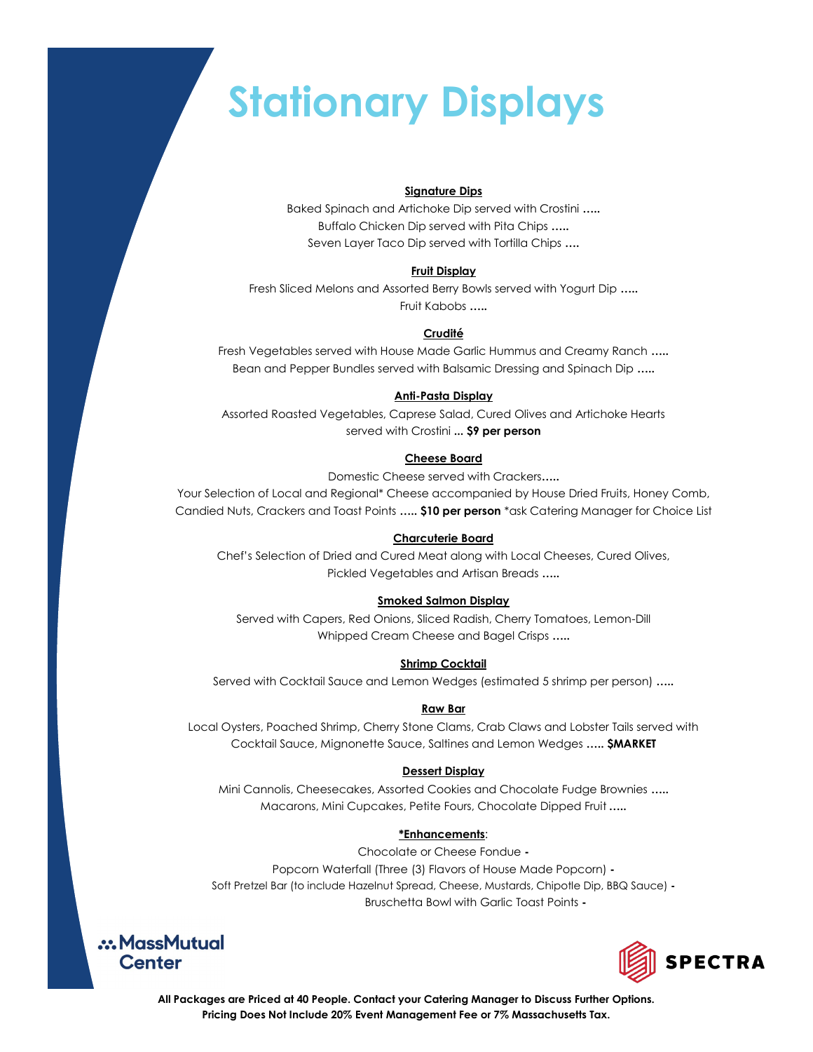# Stationary Displays

**Signature Dips**

Baked Spinach and Artichoke Dip served with Crostini **…..**

Buffalo Chicken Dip served with Pita Chips **…..**

Seven Layer Taco Dip served with Tortilla Chips **….**

**Fruit Display**

Fresh Sliced Melons and Assorted Berry Bowls served with Yogurt Dip **…..**

Fruit Kabobs **…..**

**Crudité**

Fresh Vegetables served with House Made Garlic Hummus and Creamy Ranch **…..**

Bean and Pepper Bundles served with Balsamic Dressing and Spinach Dip **…..**

**Anti-Pasta Display**

Assorted Roasted Vegetables, Caprese Salad, Cured Olives and Artichoke Hearts served with Crostini **... $9 per person**

**Cheese Board**

Domestic Cheese served with Crackers**…..**

Your Selection of Local and Regional* Cheese accompanied by House Dried Fruits, Honey Comb, Candied Nuts, Crackers and Toast Points **….. $10 per person** *ask Catering Manager for Choice List

**Charcuterie Board**

Chef's Selection of Dried and Cured Meat along with Local Cheeses, Cured Olives, Pickled Vegetables and Artisan Breads **…..**

**Smoked Salmon Display**

Served with Capers, Red Onions, Sliced Radish, Cherry Tomatoes, Lemon-Dill Whipped Cream Cheese and Bagel Crisps **…..**

**Shrimp Cocktail**

Served with Cocktail Sauce and Lemon Wedges (estimated 5 shrimp per person) **…..**

**Raw Bar**

Local Oysters, Poached Shrimp, Cherry Stone Clams, Crab Claws and Lobster Tails served with Cocktail Sauce, Mignonette Sauce, Saltines and Lemon Wedges **….. $MARKET**

**Dessert Display**

Mini Cannolis, Cheesecakes, Assorted Cookies and Chocolate Fudge Brownies **…..**

Macarons, Mini Cupcakes, Petite Fours, Chocolate Dipped Fruit **…..**

***Enhancements**:

Chocolate or Cheese Fondue **-**

Popcorn Waterfall (Three (3) Flavors of House Made Popcorn) **-**

Soft Pretzel Bar (to include Hazelnut Spread, Cheese, Mustards, Chipotle Dip, BBQ Sauce) **-**

Bruschetta Bowl with Garlic Toast Points **-**

MassMutual Center

SPECTRA

**All Packages are Priced at 40 People. Contact your Catering Manager to Discuss Further Options.**
**Pricing Does Not Include 20% Event Management Fee or 7% Massachusetts Tax.**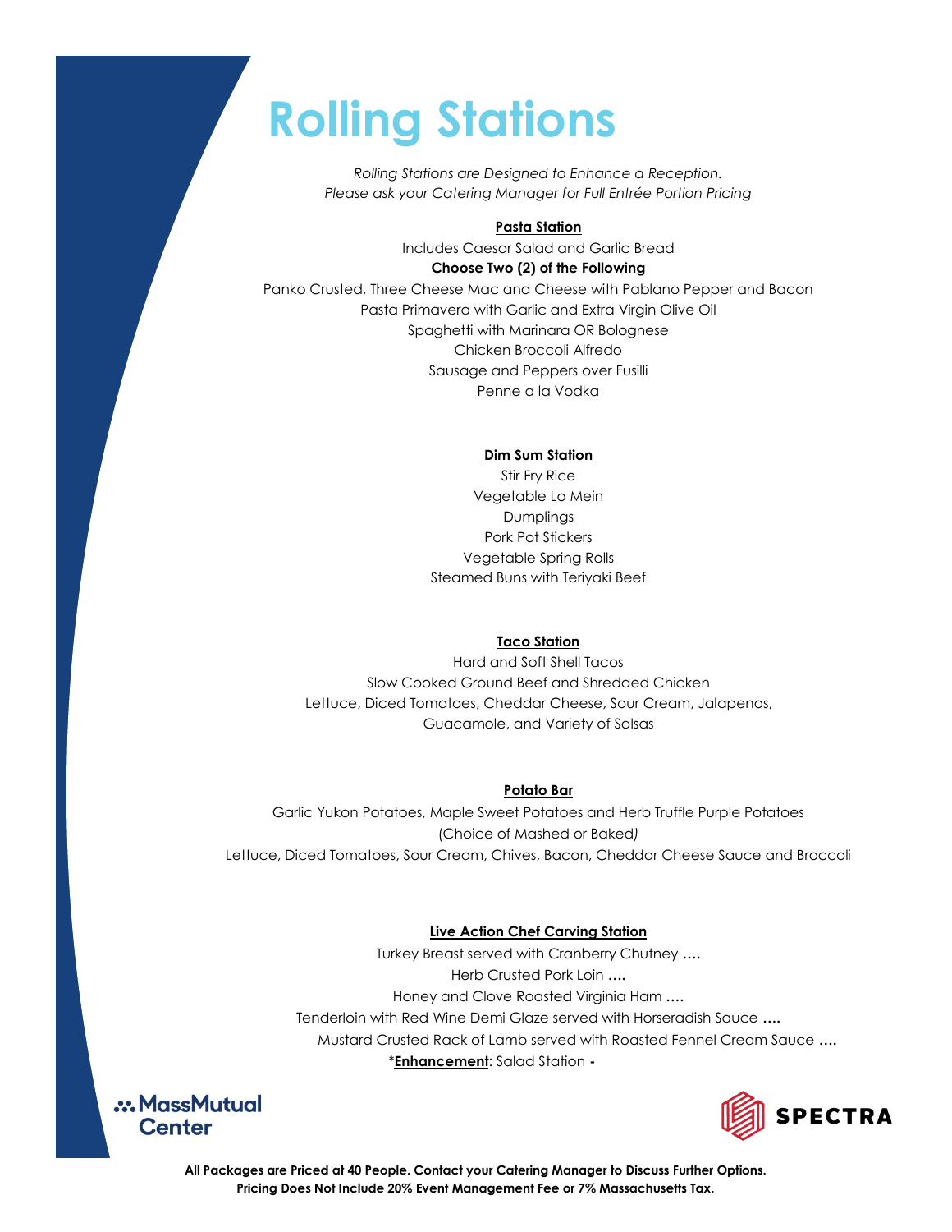# Rolling Stations

*Rolling Stations are Designed to Enhance a Reception.*
*Please ask your Catering Manager for Full Entrée Portion Pricing*

**Pasta Station**

Includes Caesar Salad and Garlic Bread

**Choose Two (2) of the Following**

Panko Crusted, Three Cheese Mac and Cheese with Pablano Pepper and Bacon
Pasta Primavera with Garlic and Extra Virgin Olive Oil
Spaghetti with Marinara OR Bolognese
Chicken Broccoli Alfredo
Sausage and Peppers over Fusilli
Penne a la Vodka

**Dim Sum Station**

Stir Fry Rice
Vegetable Lo Mein
Dumplings
Pork Pot Stickers
Vegetable Spring Rolls
Steamed Buns with Teriyaki Beef

**Taco Station**

Hard and Soft Shell Tacos
Slow Cooked Ground Beef and Shredded Chicken
Lettuce, Diced Tomatoes, Cheddar Cheese, Sour Cream, Jalapenos,
Guacamole, and Variety of Salsas

**Potato Bar**

Garlic Yukon Potatoes, Maple Sweet Potatoes and Herb Truffle Purple Potatoes
(Choice of Mashed or Baked)
Lettuce, Diced Tomatoes, Sour Cream, Chives, Bacon, Cheddar Cheese Sauce and Broccoli

**Live Action Chef Carving Station**

Turkey Breast served with Cranberry Chutney ....
Herb Crusted Pork Loin ....
Honey and Clove Roasted Virginia Ham ....
Tenderloin with Red Wine Demi Glaze served with Horseradish Sauce ....
Mustard Crusted Rack of Lamb served with Roasted Fennel Cream Sauce ....
*__Enhancement__: Salad Station -

MassMutual Center

SPECTRA

**All Packages are Priced at 40 People. Contact your Catering Manager to Discuss Further Options.**
**Pricing Does Not Include 20% Event Management Fee or 7% Massachusetts Tax.**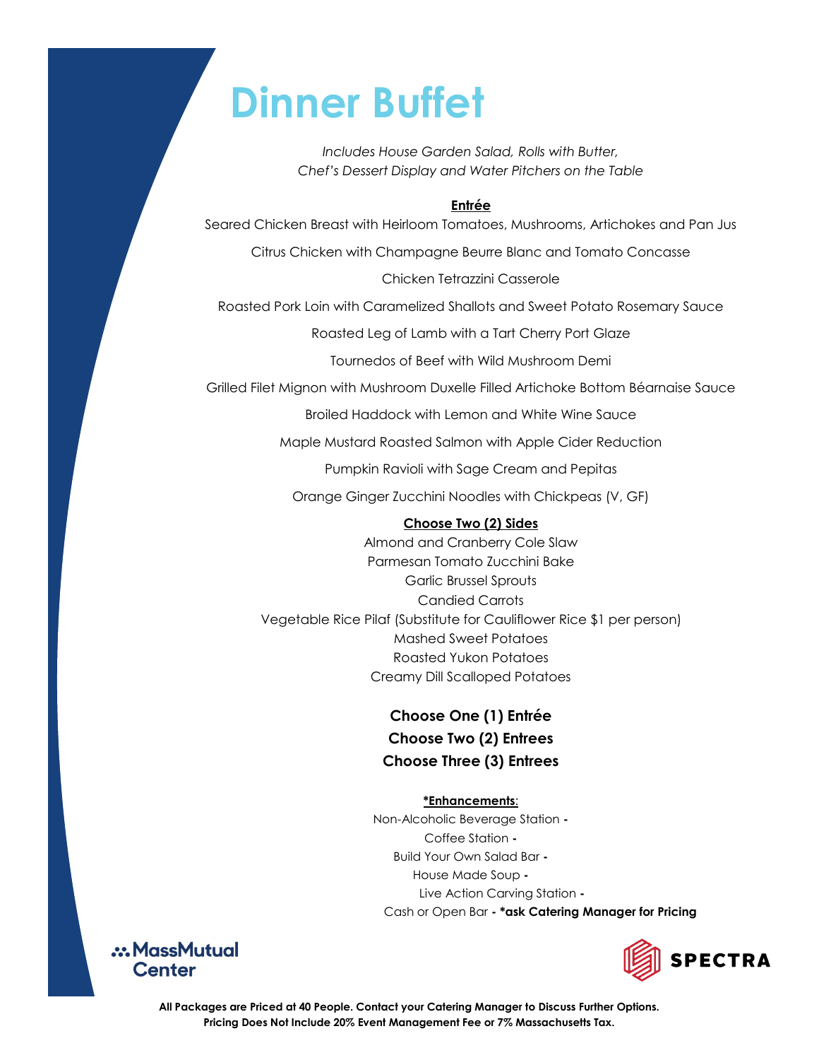# Dinner Buffet

*Includes House Garden Salad, Rolls with Butter, Chef's Dessert Display and Water Pitchers on the Table*

**Entrée**

Seared Chicken Breast with Heirloom Tomatoes, Mushrooms, Artichokes and Pan Jus

Citrus Chicken with Champagne Beurre Blanc and Tomato Concasse

Chicken Tetrazzini Casserole

Roasted Pork Loin with Caramelized Shallots and Sweet Potato Rosemary Sauce

Roasted Leg of Lamb with a Tart Cherry Port Glaze

Tournedos of Beef with Wild Mushroom Demi

Grilled Filet Mignon with Mushroom Duxelle Filled Artichoke Bottom Béarnaise Sauce

Broiled Haddock with Lemon and White Wine Sauce

Maple Mustard Roasted Salmon with Apple Cider Reduction

Pumpkin Ravioli with Sage Cream and Pepitas

Orange Ginger Zucchini Noodles with Chickpeas (V, GF)

**Choose Two (2) Sides**

Almond and Cranberry Cole Slaw
Parmesan Tomato Zucchini Bake
Garlic Brussel Sprouts
Candied Carrots
Vegetable Rice Pilaf (Substitute for Cauliflower Rice $1 per person)
Mashed Sweet Potatoes
Roasted Yukon Potatoes
Creamy Dill Scalloped Potatoes

**Choose One (1) Entrée**
**Choose Two (2) Entrees**
**Choose Three (3) Entrees**

**\*Enhancements**:

Non-Alcoholic Beverage Station -
Coffee Station -
Build Your Own Salad Bar -
House Made Soup -
Live Action Carving Station -
Cash or Open Bar - **\*ask Catering Manager for Pricing**

MassMutual Center

SPECTRA

**All Packages are Priced at 40 People. Contact your Catering Manager to Discuss Further Options.**
**Pricing Does Not Include 20% Event Management Fee or 7% Massachusetts Tax.**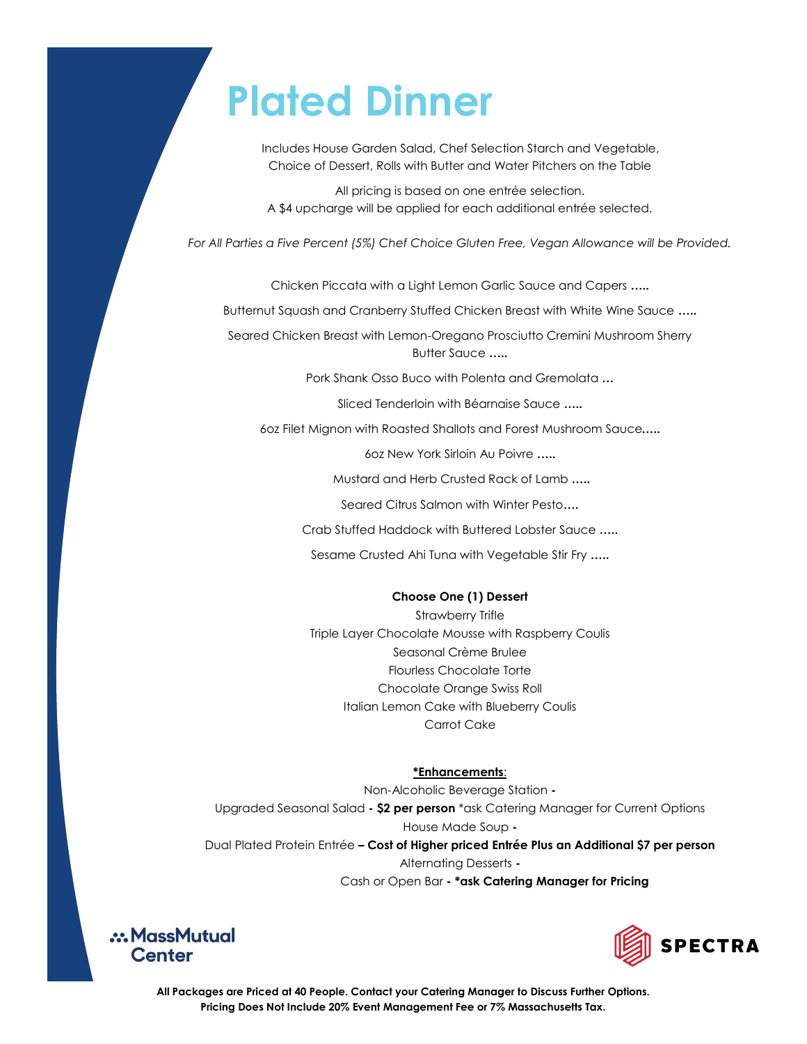# Plated Dinner

Includes House Garden Salad, Chef Selection Starch and Vegetable, Choice of Dessert, Rolls with Butter and Water Pitchers on the Table

All pricing is based on one entrée selection. A $4 upcharge will be applied for each additional entrée selected.

*For All Parties a Five Percent (5%) Chef Choice Gluten Free, Vegan Allowance will be Provided.*

Chicken Piccata with a Light Lemon Garlic Sauce and Capers **.....**

Butternut Squash and Cranberry Stuffed Chicken Breast with White Wine Sauce **.....**

Seared Chicken Breast with Lemon-Oregano Prosciutto Cremini Mushroom Sherry Butter Sauce **.....**

Pork Shank Osso Buco with Polenta and Gremolata **...**

Sliced Tenderloin with Béarnaise Sauce **.....**

6oz Filet Mignon with Roasted Shallots and Forest Mushroom Sauce**.....**

6oz New York Sirloin Au Poivre **.....**

Mustard and Herb Crusted Rack of Lamb **.....**

Seared Citrus Salmon with Winter Pesto**....**

Crab Stuffed Haddock with Buttered Lobster Sauce **.....**

Sesame Crusted Ahi Tuna with Vegetable Stir Fry **.....**

**Choose One (1) Dessert**

Strawberry Trifle
Triple Layer Chocolate Mousse with Raspberry Coulis
Seasonal Crème Brulee
Flourless Chocolate Torte
Chocolate Orange Swiss Roll
Italian Lemon Cake with Blueberry Coulis
Carrot Cake

**\*Enhancements**:

Non-Alcoholic Beverage Station **-**
Upgraded Seasonal Salad **- $2 per person** *ask Catering Manager for Current Options
House Made Soup **-**
Dual Plated Protein Entrée **– Cost of Higher priced Entrée Plus an Additional $7 per person**
Alternating Desserts **-**
Cash or Open Bar **- *ask Catering Manager for Pricing**

MassMutual Center

SPECTRA

**All Packages are Priced at 40 People. Contact your Catering Manager to Discuss Further Options.**
**Pricing Does Not Include 20% Event Management Fee or 7% Massachusetts Tax.**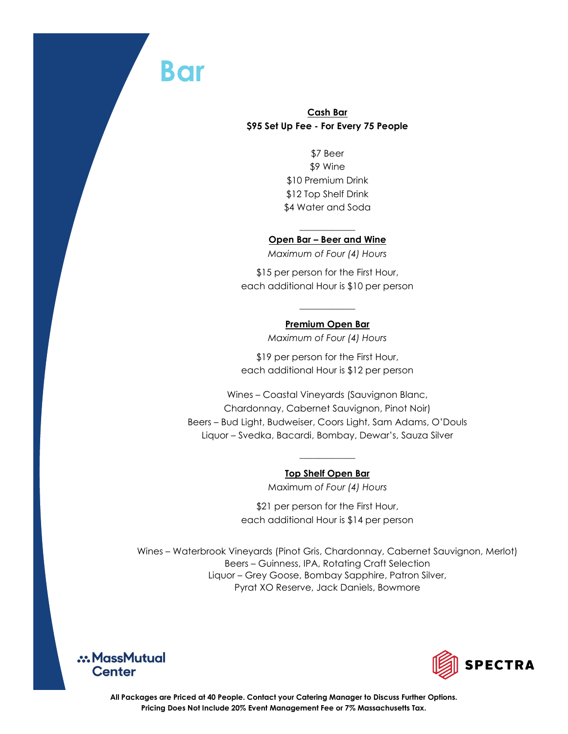# Bar

**Cash Bar**

**$95 Set Up Fee - For Every 75 People**

$7 Beer
$9 Wine
$10 Premium Drink
$12 Top Shelf Drink
$4 Water and Soda

---

**Open Bar – Beer and Wine**

*Maximum of Four (4) Hours*

$15 per person for the First Hour,
each additional Hour is $10 per person

---

**Premium Open Bar**

*Maximum of Four (4) Hours*

$19 per person for the First Hour,
each additional Hour is $12 per person

Wines – Coastal Vineyards (Sauvignon Blanc, Chardonnay, Cabernet Sauvignon, Pinot Noir)
Beers – Bud Light, Budweiser, Coors Light, Sam Adams, O'Douls
Liquor – Svedka, Bacardi, Bombay, Dewar's, Sauza Silver

---

**Top Shelf Open Bar**

Maximum *of Four (4) Hours*

$21 per person for the First Hour,
each additional Hour is $14 per person

Wines – Waterbrook Vineyards (Pinot Gris, Chardonnay, Cabernet Sauvignon, Merlot)
Beers – Guinness, IPA, Rotating Craft Selection
Liquor – Grey Goose, Bombay Sapphire, Patron Silver, Pyrat XO Reserve, Jack Daniels, Bowmore

MassMutual Center

SPECTRA

**All Packages are Priced at 40 People. Contact your Catering Manager to Discuss Further Options.**
**Pricing Does Not Include 20% Event Management Fee or 7% Massachusetts Tax.**